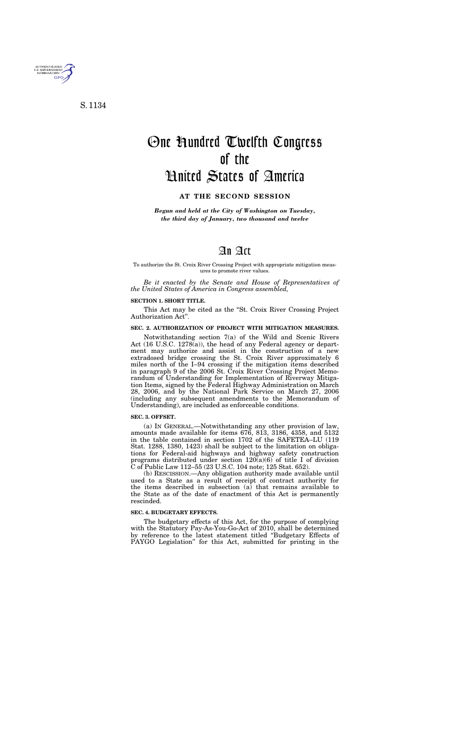S. 1134

# One Hundred Twelfth Congress of the United States of America

**AT THE SECOND SESSION**

*Begun and held at the City of Washington on Tuesday, the third day of January, two thousand and twelve*

# An Act

To authorize the St. Croix River Crossing Project with appropriate mitigation measures to promote river values.

*Be it enacted by the Senate and House of Representatives of the United States of America in Congress assembled,*

**SECTION 1. SHORT TITLE.**

This Act may be cited as the "St. Croix River Crossing Project Authorization Act".

**SEC. 2. AUTHORIZATION OF PROJECT WITH MITIGATION MEASURES.**

Notwithstanding section 7(a) of the Wild and Scenic Rivers Act (16 U.S.C. 1278(a)), the head of any Federal agency or department may authorize and assist in the construction of a new extradosed bridge crossing the St. Croix River approximately 6 miles north of the I–94 crossing if the mitigation items described in paragraph 9 of the 2006 St. Croix River Crossing Project Memorandum of Understanding for Implementation of Riverway Mitigation Items, signed by the Federal Highway Administration on March 28, 2006, and by the National Park Service on March 27, 2006 (including any subsequent amendments to the Memorandum of Understanding), are included as enforceable conditions.

**SEC. 3. OFFSET.**

(a) IN GENERAL.—Notwithstanding any other provision of law, amounts made available for items 676, 813, 3186, 4358, and 5132 in the table contained in section 1702 of the SAFETEA–LU (119 Stat. 1288, 1380, 1423) shall be subject to the limitation on obligations for Federal-aid highways and highway safety construction programs distributed under section 120(a)(6) of title I of division C of Public Law 112–55 (23 U.S.C. 104 note; 125 Stat. 652).

(b) RESCISSION.—Any obligation authority made available until used to a State as a result of receipt of contract authority for the items described in subsection (a) that remains available to the State as of the date of enactment of this Act is permanently rescinded.

**SEC. 4. BUDGETARY EFFECTS.**

The budgetary effects of this Act, for the purpose of complying with the Statutory Pay-As-You-Go-Act of 2010, shall be determined by reference to the latest statement titled "Budgetary Effects of PAYGO Legislation" for this Act, submitted for printing in the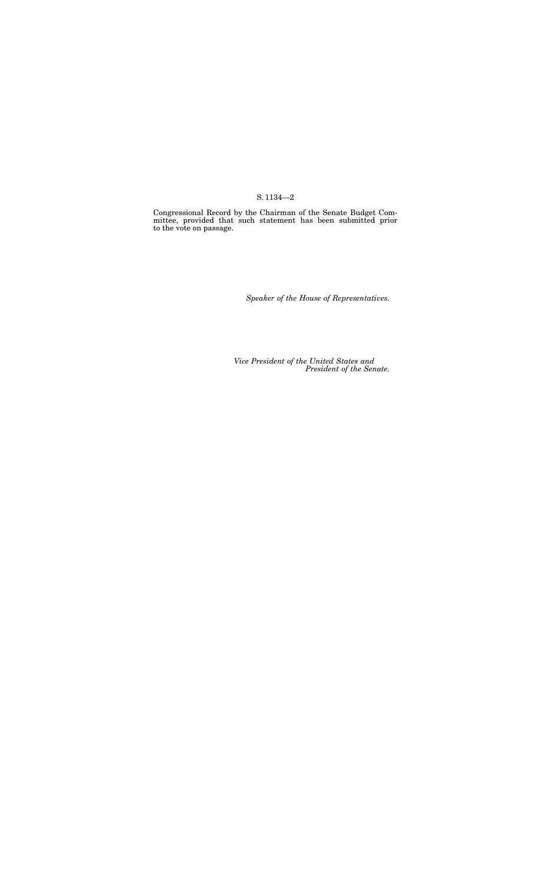Congressional Record by the Chairman of the Senate Budget Committee, provided that such statement has been submitted prior to the vote on passage.

*Speaker of the House of Representatives.*

*Vice President of the United States and President of the Senate.*